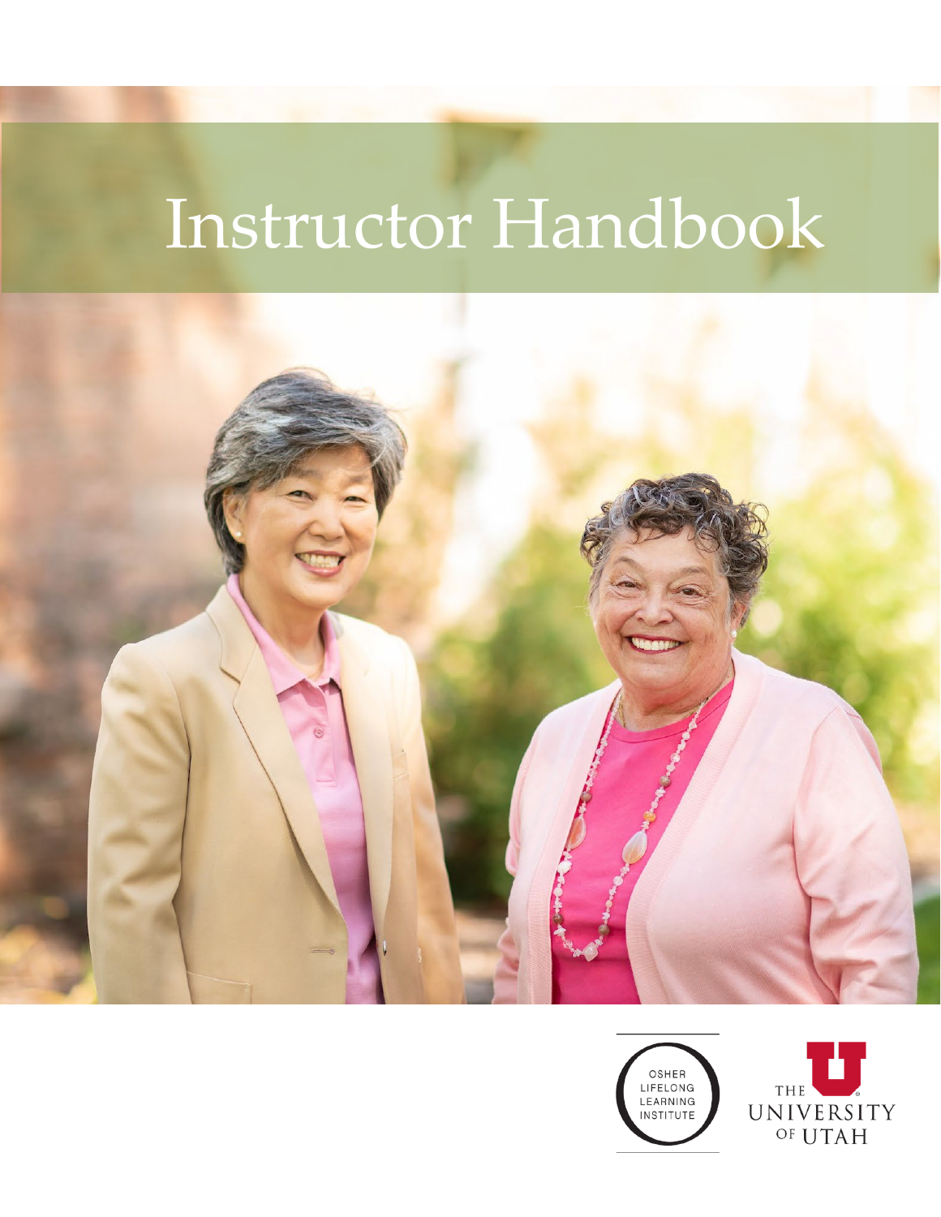# Instructor Handbook

OSHER LIFELONG LEARNING INSTITUTE

THE UNIVERSITY OF UTAH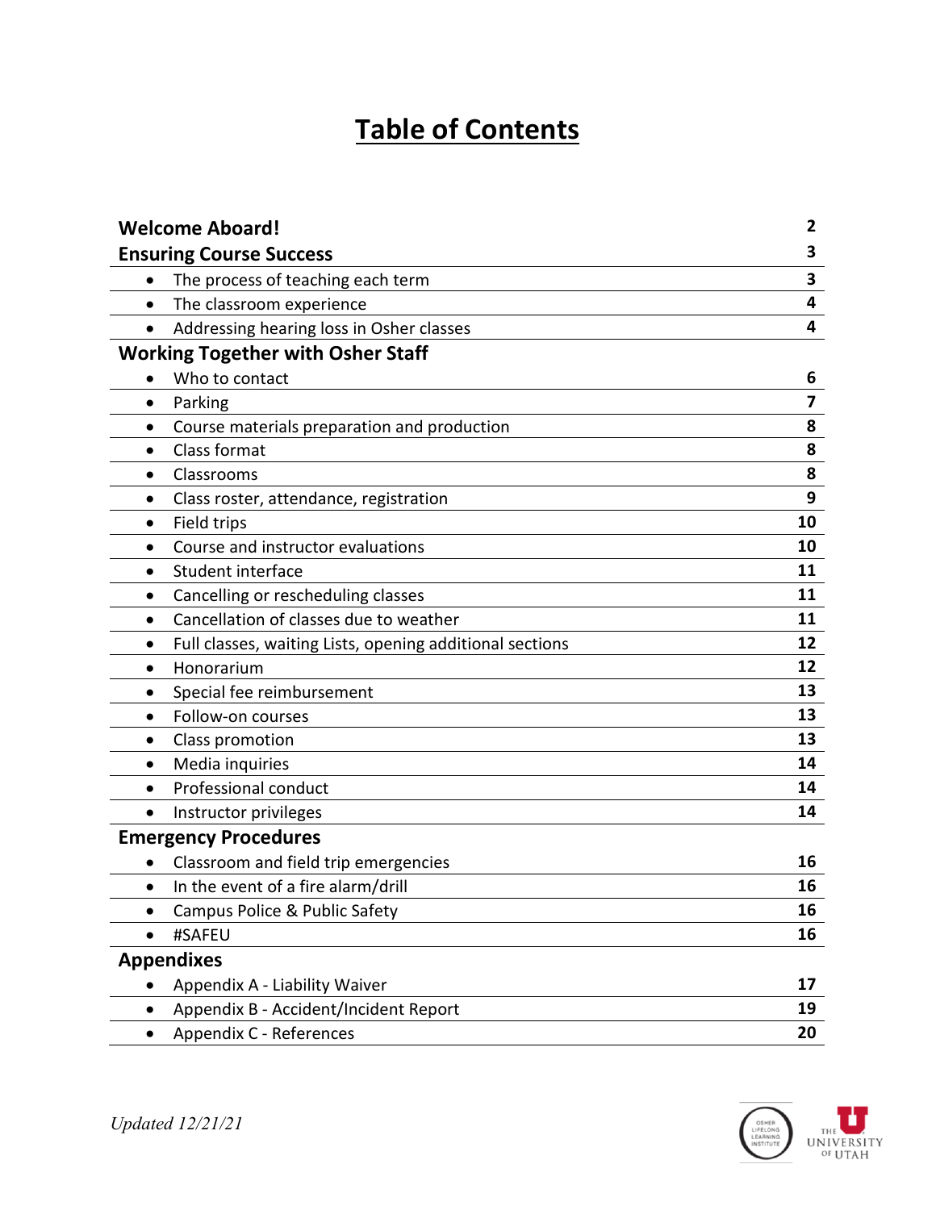# Table of Contents

| | |
|---|---|
| **Welcome Aboard!** | **2** |
| **Ensuring Course Success** | **3** |
| • The process of teaching each term | **3** |
| • The classroom experience | **4** |
| • Addressing hearing loss in Osher classes | **4** |
| **Working Together with Osher Staff** | |
| • Who to contact | **6** |
| • Parking | **7** |
| • Course materials preparation and production | **8** |
| • Class format | **8** |
| • Classrooms | **8** |
| • Class roster, attendance, registration | **9** |
| • Field trips | **10** |
| • Course and instructor evaluations | **10** |
| • Student interface | **11** |
| • Cancelling or rescheduling classes | **11** |
| • Cancellation of classes due to weather | **11** |
| • Full classes, waiting Lists, opening additional sections | **12** |
| • Honorarium | **12** |
| • Special fee reimbursement | **13** |
| • Follow-on courses | **13** |
| • Class promotion | **13** |
| • Media inquiries | **14** |
| • Professional conduct | **14** |
| • Instructor privileges | **14** |
| **Emergency Procedures** | |
| • Classroom and field trip emergencies | **16** |
| • In the event of a fire alarm/drill | **16** |
| • Campus Police & Public Safety | **16** |
| • #SAFEU | **16** |
| **Appendixes** | |
| • Appendix A - Liability Waiver | **17** |
| • Appendix B - Accident/Incident Report | **19** |
| • Appendix C - References | **20** |

*Updated 12/21/21*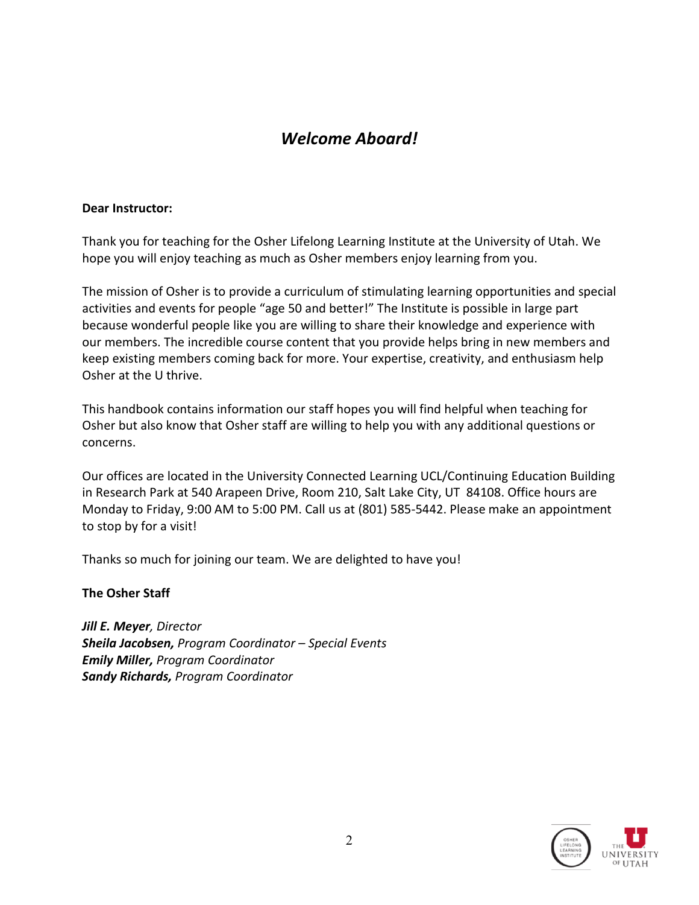# *Welcome Aboard!*

**Dear Instructor:**

Thank you for teaching for the Osher Lifelong Learning Institute at the University of Utah. We hope you will enjoy teaching as much as Osher members enjoy learning from you.

The mission of Osher is to provide a curriculum of stimulating learning opportunities and special activities and events for people "age 50 and better!" The Institute is possible in large part because wonderful people like you are willing to share their knowledge and experience with our members. The incredible course content that you provide helps bring in new members and keep existing members coming back for more. Your expertise, creativity, and enthusiasm help Osher at the U thrive.

This handbook contains information our staff hopes you will find helpful when teaching for Osher but also know that Osher staff are willing to help you with any additional questions or concerns.

Our offices are located in the University Connected Learning UCL/Continuing Education Building in Research Park at 540 Arapeen Drive, Room 210, Salt Lake City, UT 84108. Office hours are Monday to Friday, 9:00 AM to 5:00 PM. Call us at (801) 585-5442. Please make an appointment to stop by for a visit!

Thanks so much for joining our team. We are delighted to have you!

**The Osher Staff**

***Jill E. Meyer****, Director*
***Sheila Jacobsen,*** *Program Coordinator – Special Events*
***Emily Miller,*** *Program Coordinator*
***Sandy Richards,*** *Program Coordinator*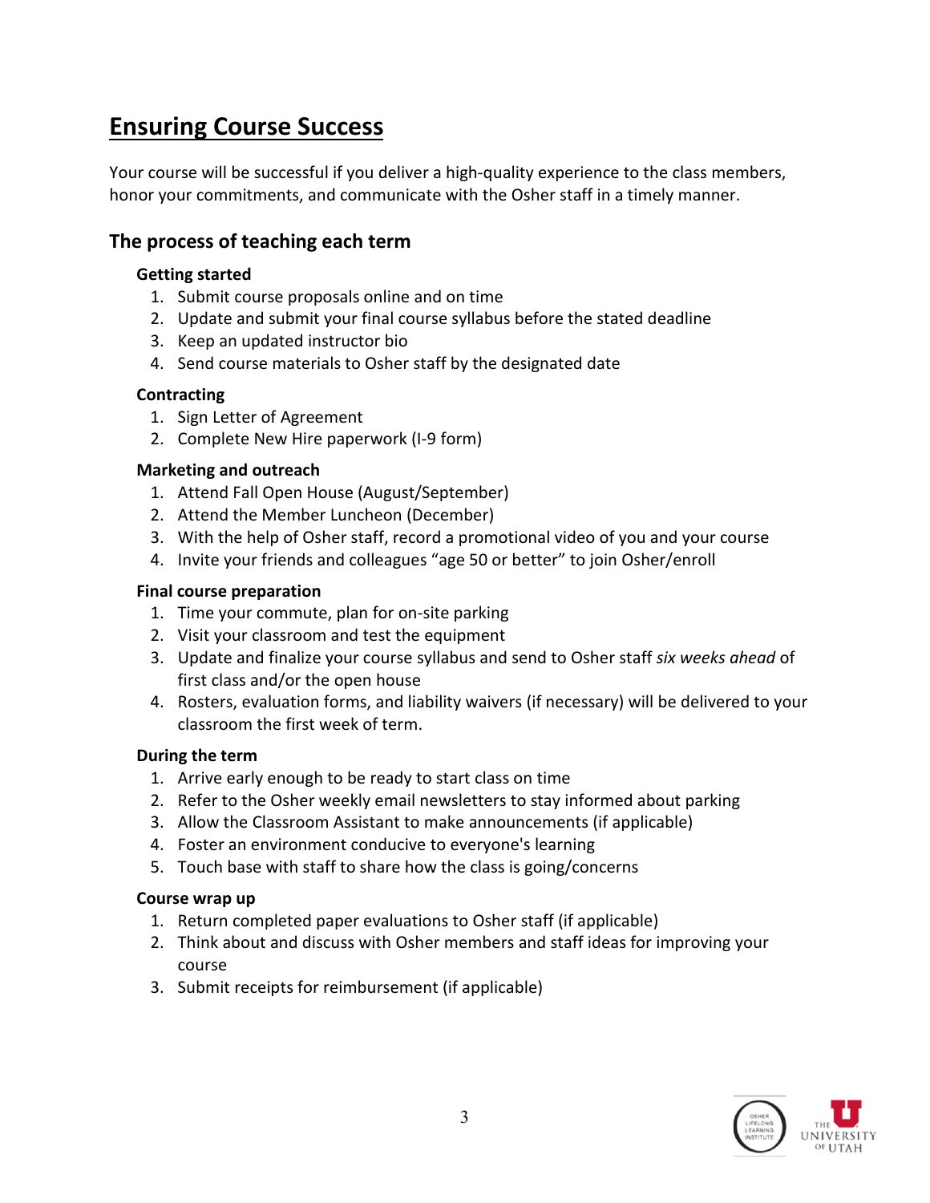# Ensuring Course Success

Your course will be successful if you deliver a high-quality experience to the class members, honor your commitments, and communicate with the Osher staff in a timely manner.

## The process of teaching each term

### Getting started

1. Submit course proposals online and on time
2. Update and submit your final course syllabus before the stated deadline
3. Keep an updated instructor bio
4. Send course materials to Osher staff by the designated date

### Contracting

1. Sign Letter of Agreement
2. Complete New Hire paperwork (I-9 form)

### Marketing and outreach

1. Attend Fall Open House (August/September)
2. Attend the Member Luncheon (December)
3. With the help of Osher staff, record a promotional video of you and your course
4. Invite your friends and colleagues "age 50 or better" to join Osher/enroll

### Final course preparation

1. Time your commute, plan for on-site parking
2. Visit your classroom and test the equipment
3. Update and finalize your course syllabus and send to Osher staff *six weeks ahead* of first class and/or the open house
4. Rosters, evaluation forms, and liability waivers (if necessary) will be delivered to your classroom the first week of term.

### During the term

1. Arrive early enough to be ready to start class on time
2. Refer to the Osher weekly email newsletters to stay informed about parking
3. Allow the Classroom Assistant to make announcements (if applicable)
4. Foster an environment conducive to everyone's learning
5. Touch base with staff to share how the class is going/concerns

### Course wrap up

1. Return completed paper evaluations to Osher staff (if applicable)
2. Think about and discuss with Osher members and staff ideas for improving your course
3. Submit receipts for reimbursement (if applicable)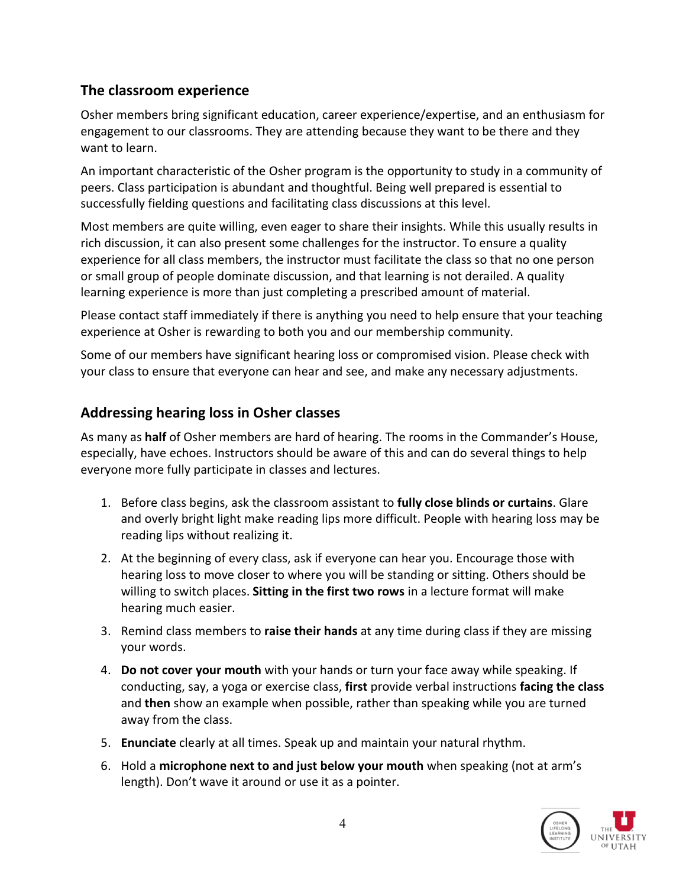## The classroom experience

Osher members bring significant education, career experience/expertise, and an enthusiasm for engagement to our classrooms. They are attending because they want to be there and they want to learn.

An important characteristic of the Osher program is the opportunity to study in a community of peers. Class participation is abundant and thoughtful. Being well prepared is essential to successfully fielding questions and facilitating class discussions at this level.

Most members are quite willing, even eager to share their insights. While this usually results in rich discussion, it can also present some challenges for the instructor. To ensure a quality experience for all class members, the instructor must facilitate the class so that no one person or small group of people dominate discussion, and that learning is not derailed. A quality learning experience is more than just completing a prescribed amount of material.

Please contact staff immediately if there is anything you need to help ensure that your teaching experience at Osher is rewarding to both you and our membership community.

Some of our members have significant hearing loss or compromised vision. Please check with your class to ensure that everyone can hear and see, and make any necessary adjustments.

## Addressing hearing loss in Osher classes

As many as **half** of Osher members are hard of hearing. The rooms in the Commander's House, especially, have echoes. Instructors should be aware of this and can do several things to help everyone more fully participate in classes and lectures.

1. Before class begins, ask the classroom assistant to **fully close blinds or curtains**. Glare and overly bright light make reading lips more difficult. People with hearing loss may be reading lips without realizing it.
2. At the beginning of every class, ask if everyone can hear you. Encourage those with hearing loss to move closer to where you will be standing or sitting. Others should be willing to switch places. **Sitting in the first two rows** in a lecture format will make hearing much easier.
3. Remind class members to **raise their hands** at any time during class if they are missing your words.
4. **Do not cover your mouth** with your hands or turn your face away while speaking. If conducting, say, a yoga or exercise class, **first** provide verbal instructions **facing the class** and **then** show an example when possible, rather than speaking while you are turned away from the class.
5. **Enunciate** clearly at all times. Speak up and maintain your natural rhythm.
6. Hold a **microphone next to and just below your mouth** when speaking (not at arm's length). Don't wave it around or use it as a pointer.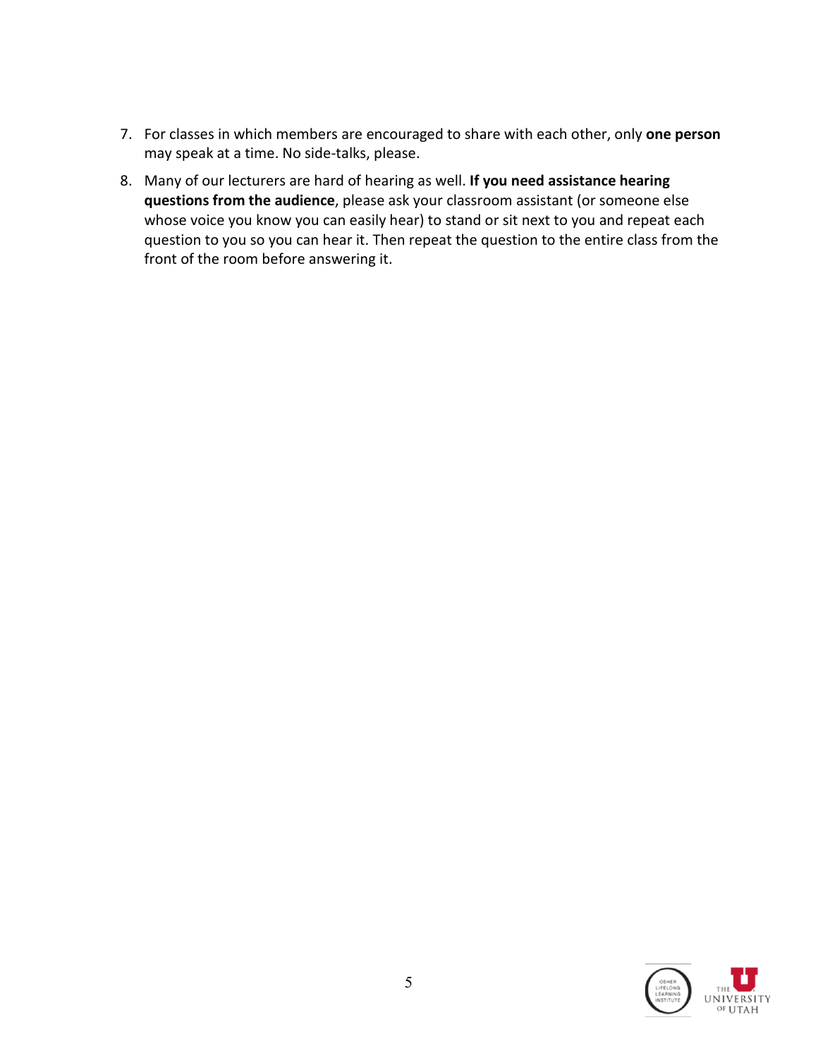7. For classes in which members are encouraged to share with each other, only **one person** may speak at a time. No side-talks, please.
8. Many of our lecturers are hard of hearing as well. **If you need assistance hearing questions from the audience**, please ask your classroom assistant (or someone else whose voice you know you can easily hear) to stand or sit next to you and repeat each question to you so you can hear it. Then repeat the question to the entire class from the front of the room before answering it.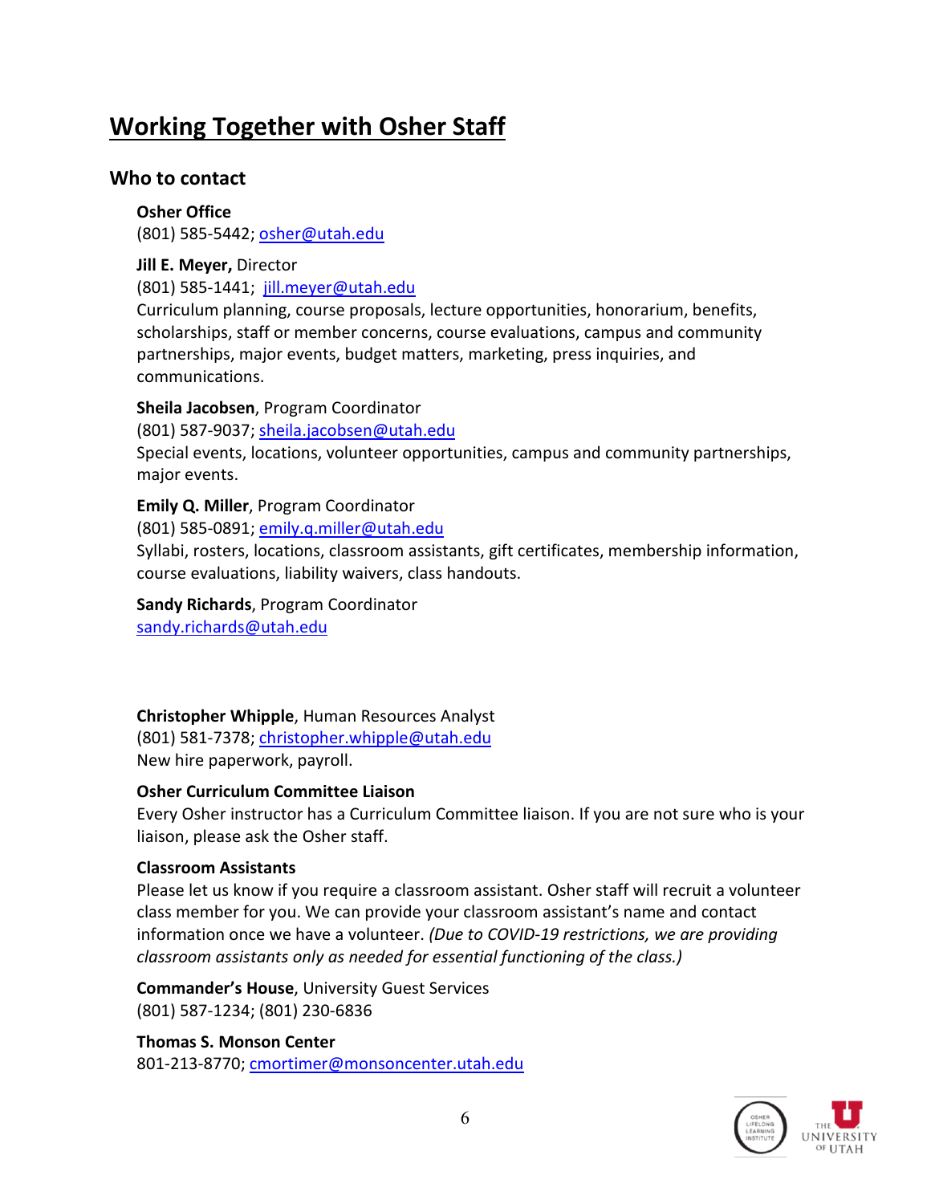# Working Together with Osher Staff

## Who to contact

**Osher Office**
(801) 585-5442; osher@utah.edu

**Jill E. Meyer,** Director
(801) 585-1441; jill.meyer@utah.edu
Curriculum planning, course proposals, lecture opportunities, honorarium, benefits, scholarships, staff or member concerns, course evaluations, campus and community partnerships, major events, budget matters, marketing, press inquiries, and communications.

**Sheila Jacobsen**, Program Coordinator
(801) 587-9037; sheila.jacobsen@utah.edu
Special events, locations, volunteer opportunities, campus and community partnerships, major events.

**Emily Q. Miller**, Program Coordinator
(801) 585-0891; emily.q.miller@utah.edu
Syllabi, rosters, locations, classroom assistants, gift certificates, membership information, course evaluations, liability waivers, class handouts.

**Sandy Richards**, Program Coordinator
sandy.richards@utah.edu

**Christopher Whipple**, Human Resources Analyst
(801) 581-7378; christopher.whipple@utah.edu
New hire paperwork, payroll.

**Osher Curriculum Committee Liaison**
Every Osher instructor has a Curriculum Committee liaison. If you are not sure who is your liaison, please ask the Osher staff.

**Classroom Assistants**
Please let us know if you require a classroom assistant. Osher staff will recruit a volunteer class member for you. We can provide your classroom assistant's name and contact information once we have a volunteer. *(Due to COVID-19 restrictions, we are providing classroom assistants only as needed for essential functioning of the class.)*

**Commander's House**, University Guest Services
(801) 587-1234; (801) 230-6836

**Thomas S. Monson Center**
801-213-8770; cmortimer@monsoncenter.utah.edu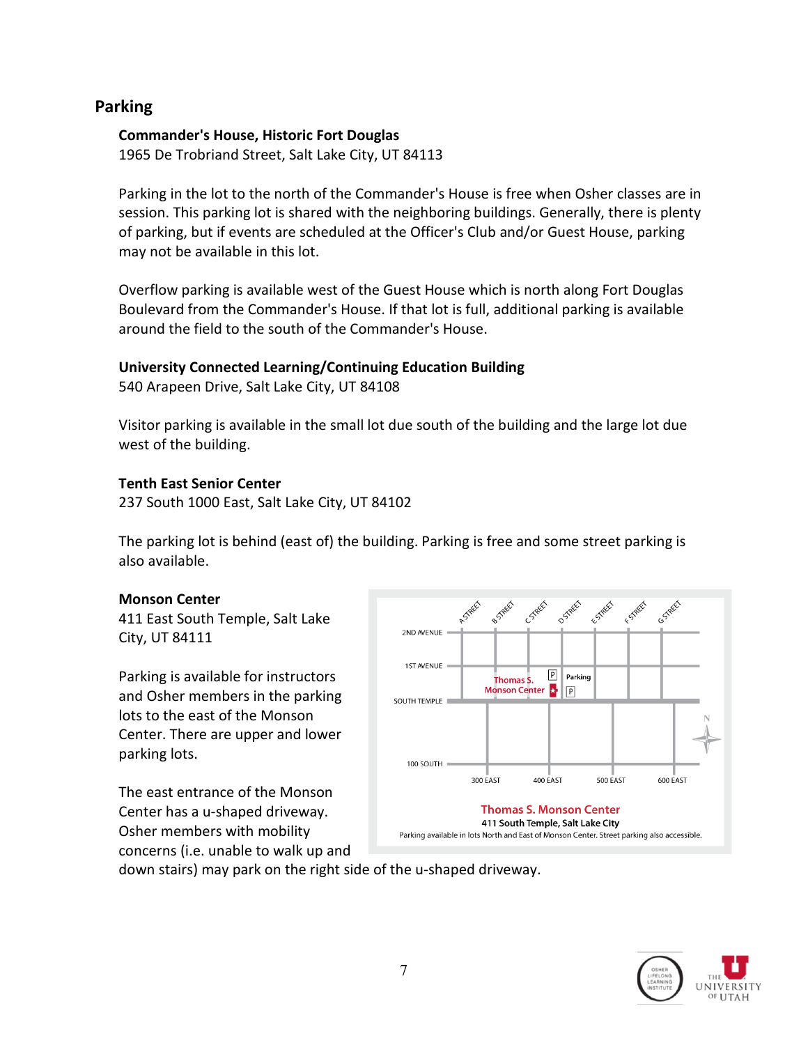## Parking

**Commander's House, Historic Fort Douglas**
1965 De Trobriand Street, Salt Lake City, UT 84113

Parking in the lot to the north of the Commander's House is free when Osher classes are in session. This parking lot is shared with the neighboring buildings. Generally, there is plenty of parking, but if events are scheduled at the Officer's Club and/or Guest House, parking may not be available in this lot.

Overflow parking is available west of the Guest House which is north along Fort Douglas Boulevard from the Commander's House. If that lot is full, additional parking is available around the field to the south of the Commander's House.

**University Connected Learning/Continuing Education Building**
540 Arapeen Drive, Salt Lake City, UT 84108

Visitor parking is available in the small lot due south of the building and the large lot due west of the building.

**Tenth East Senior Center**
237 South 1000 East, Salt Lake City, UT 84102

The parking lot is behind (east of) the building. Parking is free and some street parking is also available.

**Monson Center**
411 East South Temple, Salt Lake City, UT 84111

Parking is available for instructors and Osher members in the parking lots to the east of the Monson Center. There are upper and lower parking lots.

The east entrance of the Monson Center has a u-shaped driveway. Osher members with mobility concerns (i.e. unable to walk up and down stairs) may park on the right side of the u-shaped driveway.

A STREET, B STREET, C STREET, D STREET, E STREET, F STREET, G STREET, 2ND AVENUE, 1ST AVENUE, SOUTH TEMPLE, 100 SOUTH, 300 EAST, 400 EAST, 500 EAST, 600 EAST, Thomas S. Monson Center, Parking, N

**Thomas S. Monson Center**
411 South Temple, Salt Lake City
Parking available in lots North and East of Monson Center. Street parking also accessible.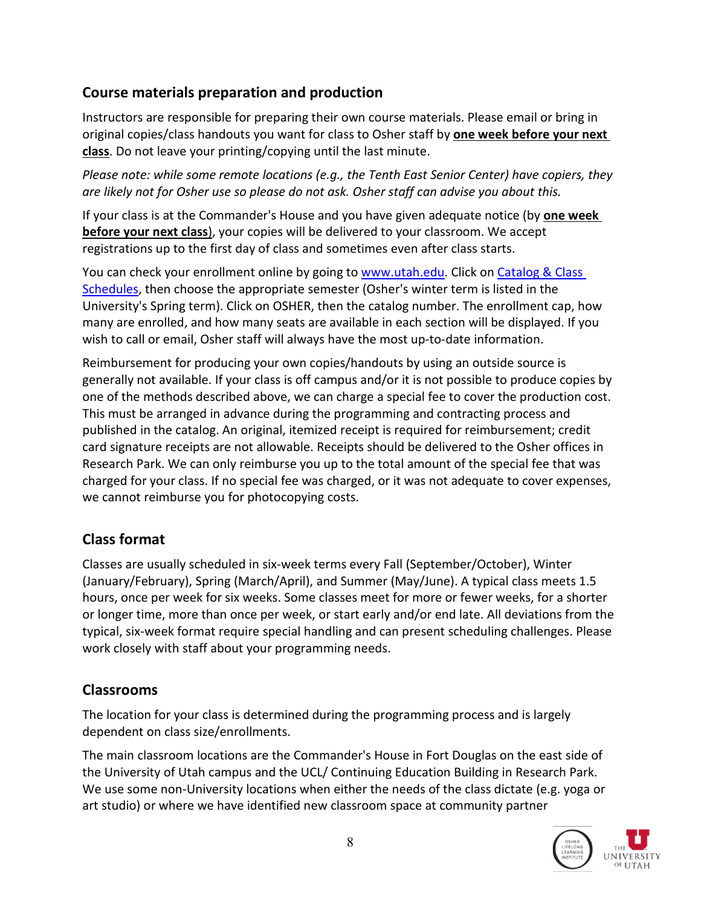## Course materials preparation and production

Instructors are responsible for preparing their own course materials. Please email or bring in original copies/class handouts you want for class to Osher staff by **one week before your next class**. Do not leave your printing/copying until the last minute.

*Please note: while some remote locations (e.g., the Tenth East Senior Center) have copiers, they are likely not for Osher use so please do not ask. Osher staff can advise you about this.*

If your class is at the Commander's House and you have given adequate notice (by **one week before your next class**), your copies will be delivered to your classroom. We accept registrations up to the first day of class and sometimes even after class starts.

You can check your enrollment online by going to [www.utah.edu](www.utah.edu). Click on [Catalog & Class Schedules](), then choose the appropriate semester (Osher's winter term is listed in the University's Spring term). Click on OSHER, then the catalog number. The enrollment cap, how many are enrolled, and how many seats are available in each section will be displayed. If you wish to call or email, Osher staff will always have the most up-to-date information.

Reimbursement for producing your own copies/handouts by using an outside source is generally not available. If your class is off campus and/or it is not possible to produce copies by one of the methods described above, we can charge a special fee to cover the production cost. This must be arranged in advance during the programming and contracting process and published in the catalog. An original, itemized receipt is required for reimbursement; credit card signature receipts are not allowable. Receipts should be delivered to the Osher offices in Research Park. We can only reimburse you up to the total amount of the special fee that was charged for your class. If no special fee was charged, or it was not adequate to cover expenses, we cannot reimburse you for photocopying costs.

## Class format

Classes are usually scheduled in six-week terms every Fall (September/October), Winter (January/February), Spring (March/April), and Summer (May/June). A typical class meets 1.5 hours, once per week for six weeks. Some classes meet for more or fewer weeks, for a shorter or longer time, more than once per week, or start early and/or end late. All deviations from the typical, six-week format require special handling and can present scheduling challenges. Please work closely with staff about your programming needs.

## Classrooms

The location for your class is determined during the programming process and is largely dependent on class size/enrollments.

The main classroom locations are the Commander's House in Fort Douglas on the east side of the University of Utah campus and the UCL/ Continuing Education Building in Research Park. We use some non-University locations when either the needs of the class dictate (e.g. yoga or art studio) or where we have identified new classroom space at community partner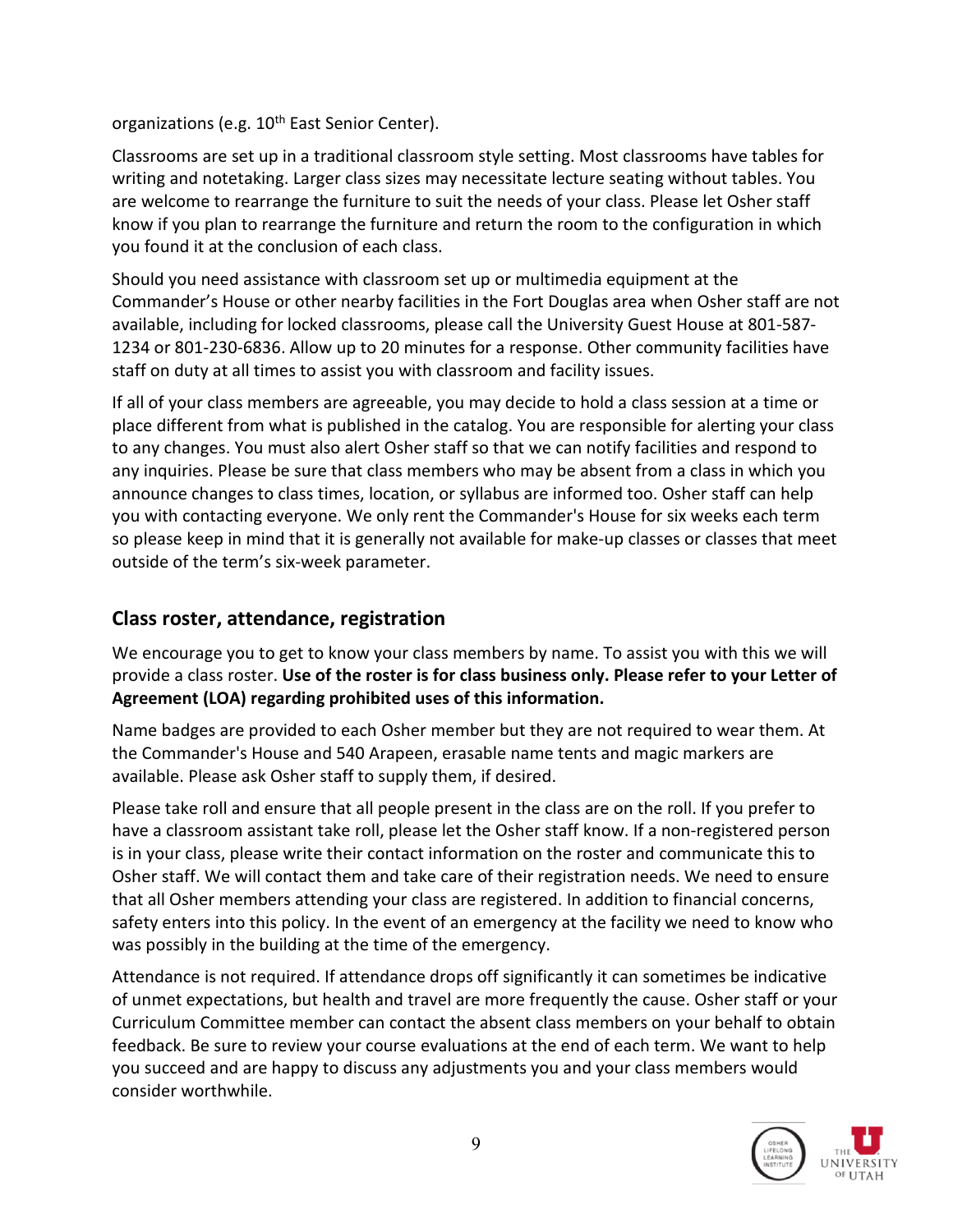organizations (e.g. 10th East Senior Center).

Classrooms are set up in a traditional classroom style setting. Most classrooms have tables for writing and notetaking. Larger class sizes may necessitate lecture seating without tables. You are welcome to rearrange the furniture to suit the needs of your class. Please let Osher staff know if you plan to rearrange the furniture and return the room to the configuration in which you found it at the conclusion of each class.

Should you need assistance with classroom set up or multimedia equipment at the Commander's House or other nearby facilities in the Fort Douglas area when Osher staff are not available, including for locked classrooms, please call the University Guest House at 801-587-1234 or 801-230-6836. Allow up to 20 minutes for a response. Other community facilities have staff on duty at all times to assist you with classroom and facility issues.

If all of your class members are agreeable, you may decide to hold a class session at a time or place different from what is published in the catalog. You are responsible for alerting your class to any changes. You must also alert Osher staff so that we can notify facilities and respond to any inquiries. Please be sure that class members who may be absent from a class in which you announce changes to class times, location, or syllabus are informed too. Osher staff can help you with contacting everyone. We only rent the Commander's House for six weeks each term so please keep in mind that it is generally not available for make-up classes or classes that meet outside of the term's six-week parameter.

## Class roster, attendance, registration

We encourage you to get to know your class members by name. To assist you with this we will provide a class roster. **Use of the roster is for class business only. Please refer to your Letter of Agreement (LOA) regarding prohibited uses of this information.**

Name badges are provided to each Osher member but they are not required to wear them. At the Commander's House and 540 Arapeen, erasable name tents and magic markers are available. Please ask Osher staff to supply them, if desired.

Please take roll and ensure that all people present in the class are on the roll. If you prefer to have a classroom assistant take roll, please let the Osher staff know. If a non-registered person is in your class, please write their contact information on the roster and communicate this to Osher staff. We will contact them and take care of their registration needs. We need to ensure that all Osher members attending your class are registered. In addition to financial concerns, safety enters into this policy. In the event of an emergency at the facility we need to know who was possibly in the building at the time of the emergency.

Attendance is not required. If attendance drops off significantly it can sometimes be indicative of unmet expectations, but health and travel are more frequently the cause. Osher staff or your Curriculum Committee member can contact the absent class members on your behalf to obtain feedback. Be sure to review your course evaluations at the end of each term. We want to help you succeed and are happy to discuss any adjustments you and your class members would consider worthwhile.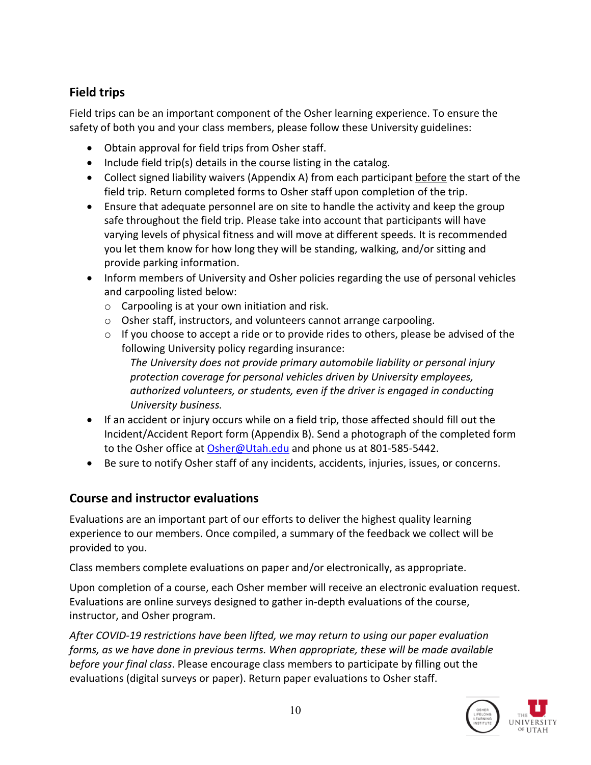## Field trips

Field trips can be an important component of the Osher learning experience. To ensure the safety of both you and your class members, please follow these University guidelines:

- Obtain approval for field trips from Osher staff.
- Include field trip(s) details in the course listing in the catalog.
- Collect signed liability waivers (Appendix A) from each participant before the start of the field trip. Return completed forms to Osher staff upon completion of the trip.
- Ensure that adequate personnel are on site to handle the activity and keep the group safe throughout the field trip. Please take into account that participants will have varying levels of physical fitness and will move at different speeds. It is recommended you let them know for how long they will be standing, walking, and/or sitting and provide parking information.
- Inform members of University and Osher policies regarding the use of personal vehicles and carpooling listed below:
    - Carpooling is at your own initiation and risk.
    - Osher staff, instructors, and volunteers cannot arrange carpooling.
    - If you choose to accept a ride or to provide rides to others, please be advised of the following University policy regarding insurance:
      *The University does not provide primary automobile liability or personal injury protection coverage for personal vehicles driven by University employees, authorized volunteers, or students, even if the driver is engaged in conducting University business.*
- If an accident or injury occurs while on a field trip, those affected should fill out the Incident/Accident Report form (Appendix B). Send a photograph of the completed form to the Osher office at Osher@Utah.edu and phone us at 801-585-5442.
- Be sure to notify Osher staff of any incidents, accidents, injuries, issues, or concerns.

## Course and instructor evaluations

Evaluations are an important part of our efforts to deliver the highest quality learning experience to our members. Once compiled, a summary of the feedback we collect will be provided to you.

Class members complete evaluations on paper and/or electronically, as appropriate.

Upon completion of a course, each Osher member will receive an electronic evaluation request. Evaluations are online surveys designed to gather in-depth evaluations of the course, instructor, and Osher program.

*After COVID-19 restrictions have been lifted, we may return to using our paper evaluation forms, as we have done in previous terms. When appropriate, these will be made available before your final class*. Please encourage class members to participate by filling out the evaluations (digital surveys or paper). Return paper evaluations to Osher staff.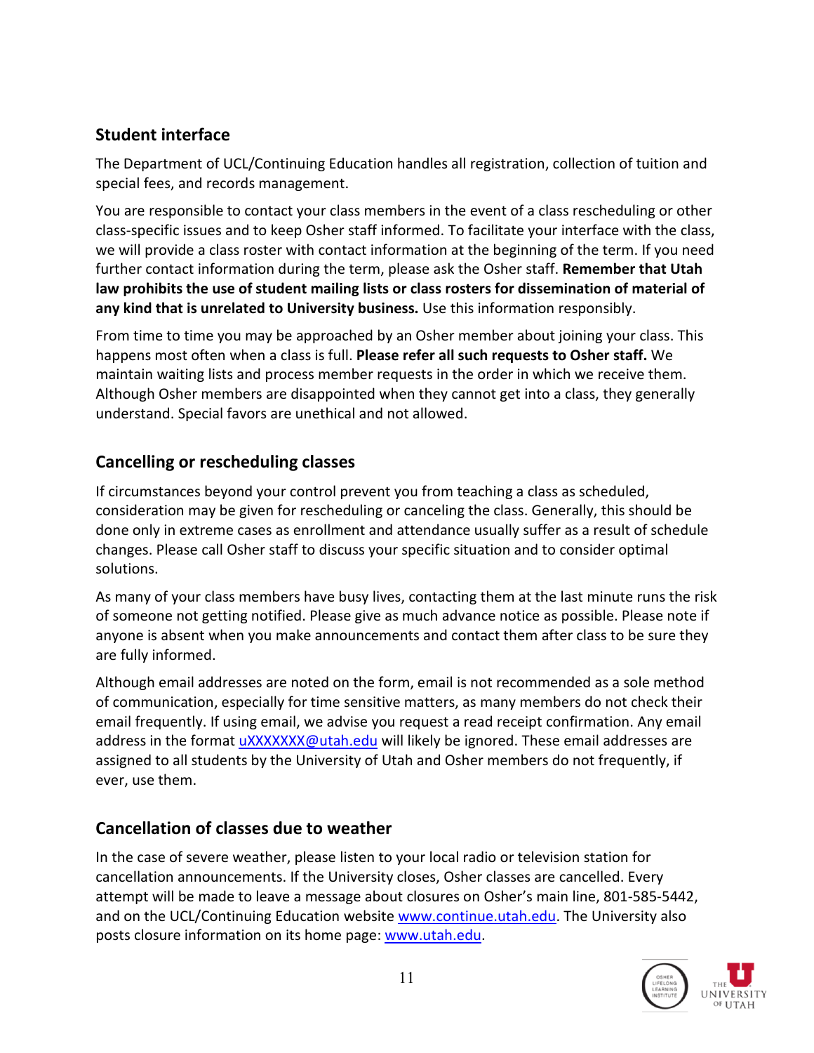## Student interface

The Department of UCL/Continuing Education handles all registration, collection of tuition and special fees, and records management.

You are responsible to contact your class members in the event of a class rescheduling or other class-specific issues and to keep Osher staff informed. To facilitate your interface with the class, we will provide a class roster with contact information at the beginning of the term. If you need further contact information during the term, please ask the Osher staff. **Remember that Utah law prohibits the use of student mailing lists or class rosters for dissemination of material of any kind that is unrelated to University business.** Use this information responsibly.

From time to time you may be approached by an Osher member about joining your class. This happens most often when a class is full. **Please refer all such requests to Osher staff.** We maintain waiting lists and process member requests in the order in which we receive them. Although Osher members are disappointed when they cannot get into a class, they generally understand. Special favors are unethical and not allowed.

## Cancelling or rescheduling classes

If circumstances beyond your control prevent you from teaching a class as scheduled, consideration may be given for rescheduling or canceling the class. Generally, this should be done only in extreme cases as enrollment and attendance usually suffer as a result of schedule changes. Please call Osher staff to discuss your specific situation and to consider optimal solutions.

As many of your class members have busy lives, contacting them at the last minute runs the risk of someone not getting notified. Please give as much advance notice as possible. Please note if anyone is absent when you make announcements and contact them after class to be sure they are fully informed.

Although email addresses are noted on the form, email is not recommended as a sole method of communication, especially for time sensitive matters, as many members do not check their email frequently. If using email, we advise you request a read receipt confirmation. Any email address in the format uXXXXXXX@utah.edu will likely be ignored. These email addresses are assigned to all students by the University of Utah and Osher members do not frequently, if ever, use them.

## Cancellation of classes due to weather

In the case of severe weather, please listen to your local radio or television station for cancellation announcements. If the University closes, Osher classes are cancelled. Every attempt will be made to leave a message about closures on Osher's main line, 801-585-5442, and on the UCL/Continuing Education website www.continue.utah.edu. The University also posts closure information on its home page: www.utah.edu.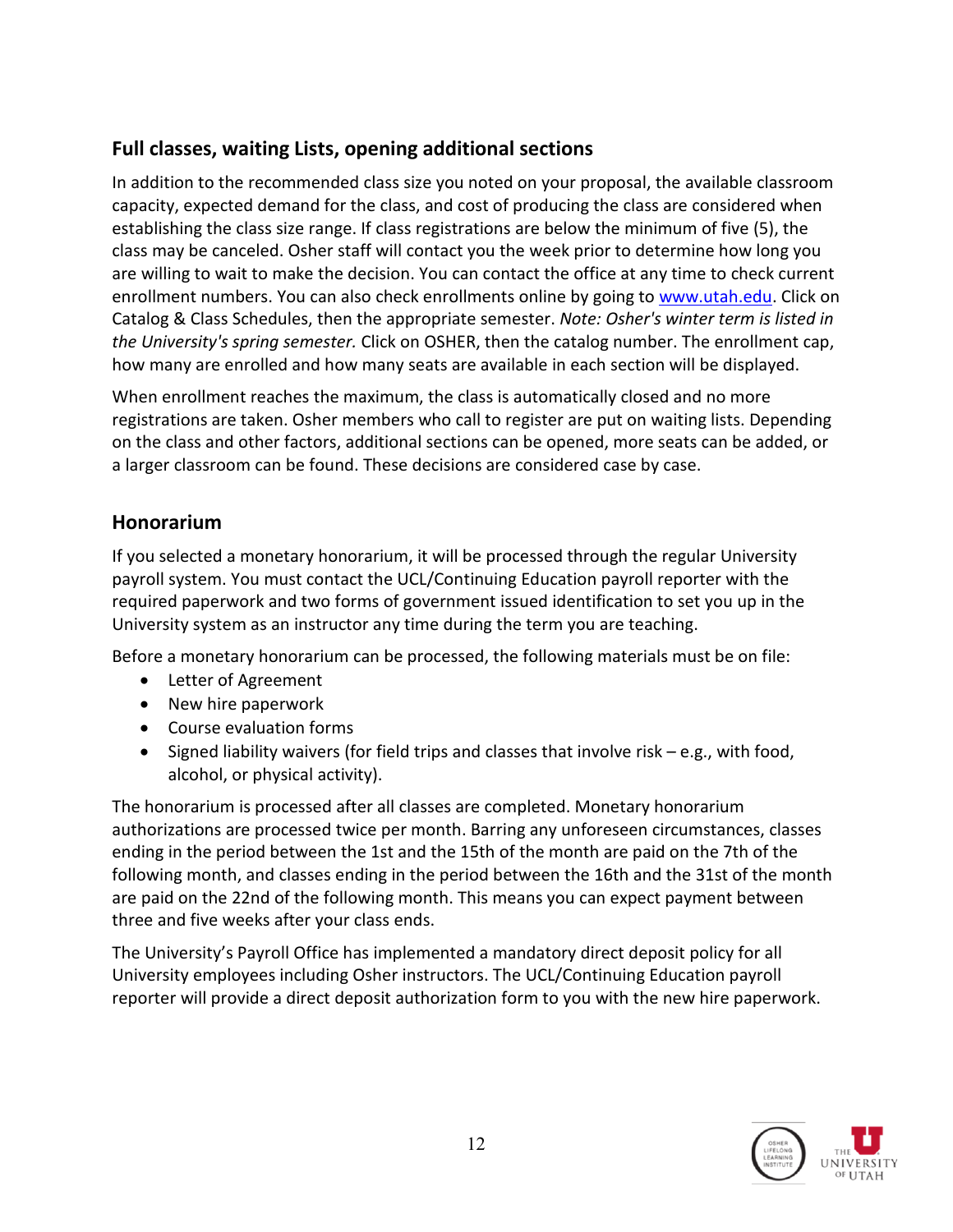## Full classes, waiting Lists, opening additional sections

In addition to the recommended class size you noted on your proposal, the available classroom capacity, expected demand for the class, and cost of producing the class are considered when establishing the class size range. If class registrations are below the minimum of five (5), the class may be canceled. Osher staff will contact you the week prior to determine how long you are willing to wait to make the decision. You can contact the office at any time to check current enrollment numbers. You can also check enrollments online by going to [www.utah.edu](www.utah.edu). Click on Catalog & Class Schedules, then the appropriate semester. *Note: Osher's winter term is listed in the University's spring semester.* Click on OSHER, then the catalog number. The enrollment cap, how many are enrolled and how many seats are available in each section will be displayed.

When enrollment reaches the maximum, the class is automatically closed and no more registrations are taken. Osher members who call to register are put on waiting lists. Depending on the class and other factors, additional sections can be opened, more seats can be added, or a larger classroom can be found. These decisions are considered case by case.

## Honorarium

If you selected a monetary honorarium, it will be processed through the regular University payroll system. You must contact the UCL/Continuing Education payroll reporter with the required paperwork and two forms of government issued identification to set you up in the University system as an instructor any time during the term you are teaching.

Before a monetary honorarium can be processed, the following materials must be on file:

- Letter of Agreement
- New hire paperwork
- Course evaluation forms
- Signed liability waivers (for field trips and classes that involve risk – e.g., with food, alcohol, or physical activity).

The honorarium is processed after all classes are completed. Monetary honorarium authorizations are processed twice per month. Barring any unforeseen circumstances, classes ending in the period between the 1st and the 15th of the month are paid on the 7th of the following month, and classes ending in the period between the 16th and the 31st of the month are paid on the 22nd of the following month. This means you can expect payment between three and five weeks after your class ends.

The University's Payroll Office has implemented a mandatory direct deposit policy for all University employees including Osher instructors. The UCL/Continuing Education payroll reporter will provide a direct deposit authorization form to you with the new hire paperwork.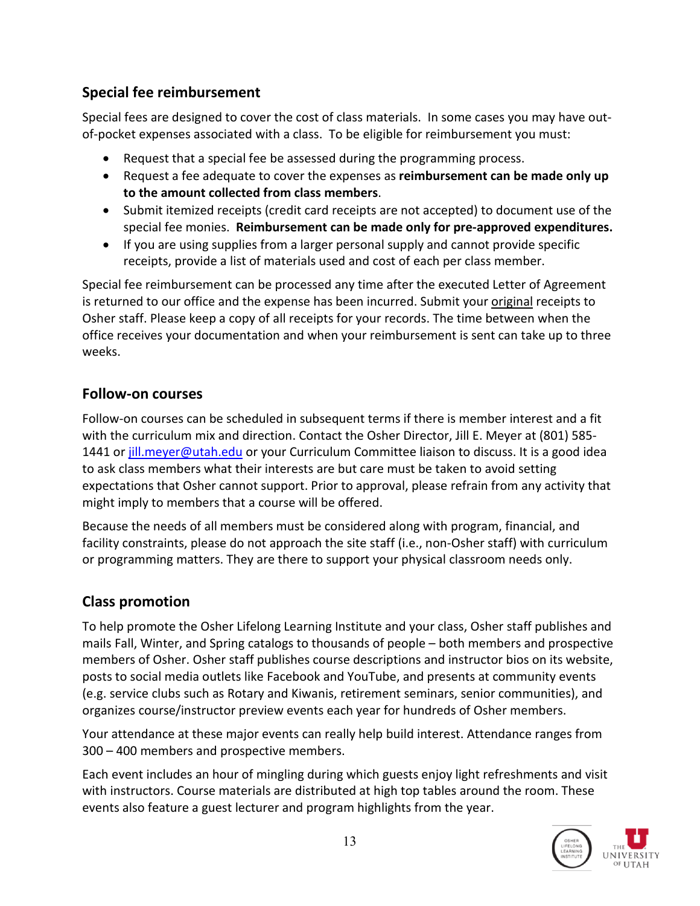## Special fee reimbursement

Special fees are designed to cover the cost of class materials. In some cases you may have out-of-pocket expenses associated with a class. To be eligible for reimbursement you must:

- Request that a special fee be assessed during the programming process.
- Request a fee adequate to cover the expenses as **reimbursement can be made only up to the amount collected from class members**.
- Submit itemized receipts (credit card receipts are not accepted) to document use of the special fee monies. **Reimbursement can be made only for pre-approved expenditures.**
- If you are using supplies from a larger personal supply and cannot provide specific receipts, provide a list of materials used and cost of each per class member.

Special fee reimbursement can be processed any time after the executed Letter of Agreement is returned to our office and the expense has been incurred. Submit your original receipts to Osher staff. Please keep a copy of all receipts for your records. The time between when the office receives your documentation and when your reimbursement is sent can take up to three weeks.

## Follow-on courses

Follow-on courses can be scheduled in subsequent terms if there is member interest and a fit with the curriculum mix and direction. Contact the Osher Director, Jill E. Meyer at (801) 585-1441 or jill.meyer@utah.edu or your Curriculum Committee liaison to discuss. It is a good idea to ask class members what their interests are but care must be taken to avoid setting expectations that Osher cannot support. Prior to approval, please refrain from any activity that might imply to members that a course will be offered.

Because the needs of all members must be considered along with program, financial, and facility constraints, please do not approach the site staff (i.e., non-Osher staff) with curriculum or programming matters. They are there to support your physical classroom needs only.

## Class promotion

To help promote the Osher Lifelong Learning Institute and your class, Osher staff publishes and mails Fall, Winter, and Spring catalogs to thousands of people – both members and prospective members of Osher. Osher staff publishes course descriptions and instructor bios on its website, posts to social media outlets like Facebook and YouTube, and presents at community events (e.g. service clubs such as Rotary and Kiwanis, retirement seminars, senior communities), and organizes course/instructor preview events each year for hundreds of Osher members.

Your attendance at these major events can really help build interest. Attendance ranges from 300 – 400 members and prospective members.

Each event includes an hour of mingling during which guests enjoy light refreshments and visit with instructors. Course materials are distributed at high top tables around the room. These events also feature a guest lecturer and program highlights from the year.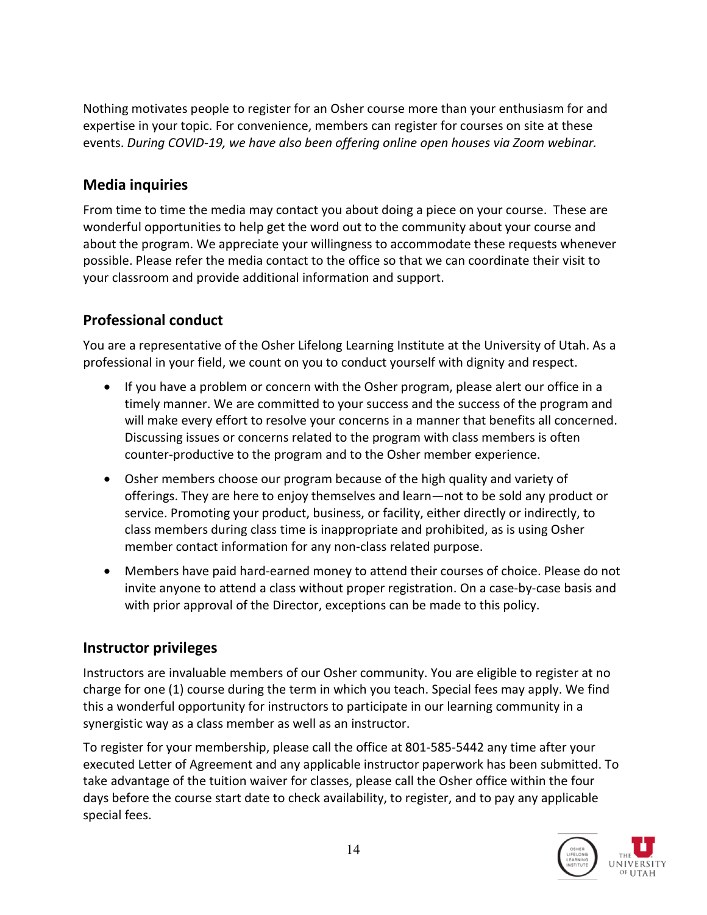Nothing motivates people to register for an Osher course more than your enthusiasm for and expertise in your topic. For convenience, members can register for courses on site at these events. *During COVID-19, we have also been offering online open houses via Zoom webinar.*

## Media inquiries

From time to time the media may contact you about doing a piece on your course. These are wonderful opportunities to help get the word out to the community about your course and about the program. We appreciate your willingness to accommodate these requests whenever possible. Please refer the media contact to the office so that we can coordinate their visit to your classroom and provide additional information and support.

## Professional conduct

You are a representative of the Osher Lifelong Learning Institute at the University of Utah. As a professional in your field, we count on you to conduct yourself with dignity and respect.

- If you have a problem or concern with the Osher program, please alert our office in a timely manner. We are committed to your success and the success of the program and will make every effort to resolve your concerns in a manner that benefits all concerned. Discussing issues or concerns related to the program with class members is often counter-productive to the program and to the Osher member experience.
- Osher members choose our program because of the high quality and variety of offerings. They are here to enjoy themselves and learn—not to be sold any product or service. Promoting your product, business, or facility, either directly or indirectly, to class members during class time is inappropriate and prohibited, as is using Osher member contact information for any non-class related purpose.
- Members have paid hard-earned money to attend their courses of choice. Please do not invite anyone to attend a class without proper registration. On a case-by-case basis and with prior approval of the Director, exceptions can be made to this policy.

## Instructor privileges

Instructors are invaluable members of our Osher community. You are eligible to register at no charge for one (1) course during the term in which you teach. Special fees may apply. We find this a wonderful opportunity for instructors to participate in our learning community in a synergistic way as a class member as well as an instructor.

To register for your membership, please call the office at 801-585-5442 any time after your executed Letter of Agreement and any applicable instructor paperwork has been submitted. To take advantage of the tuition waiver for classes, please call the Osher office within the four days before the course start date to check availability, to register, and to pay any applicable special fees.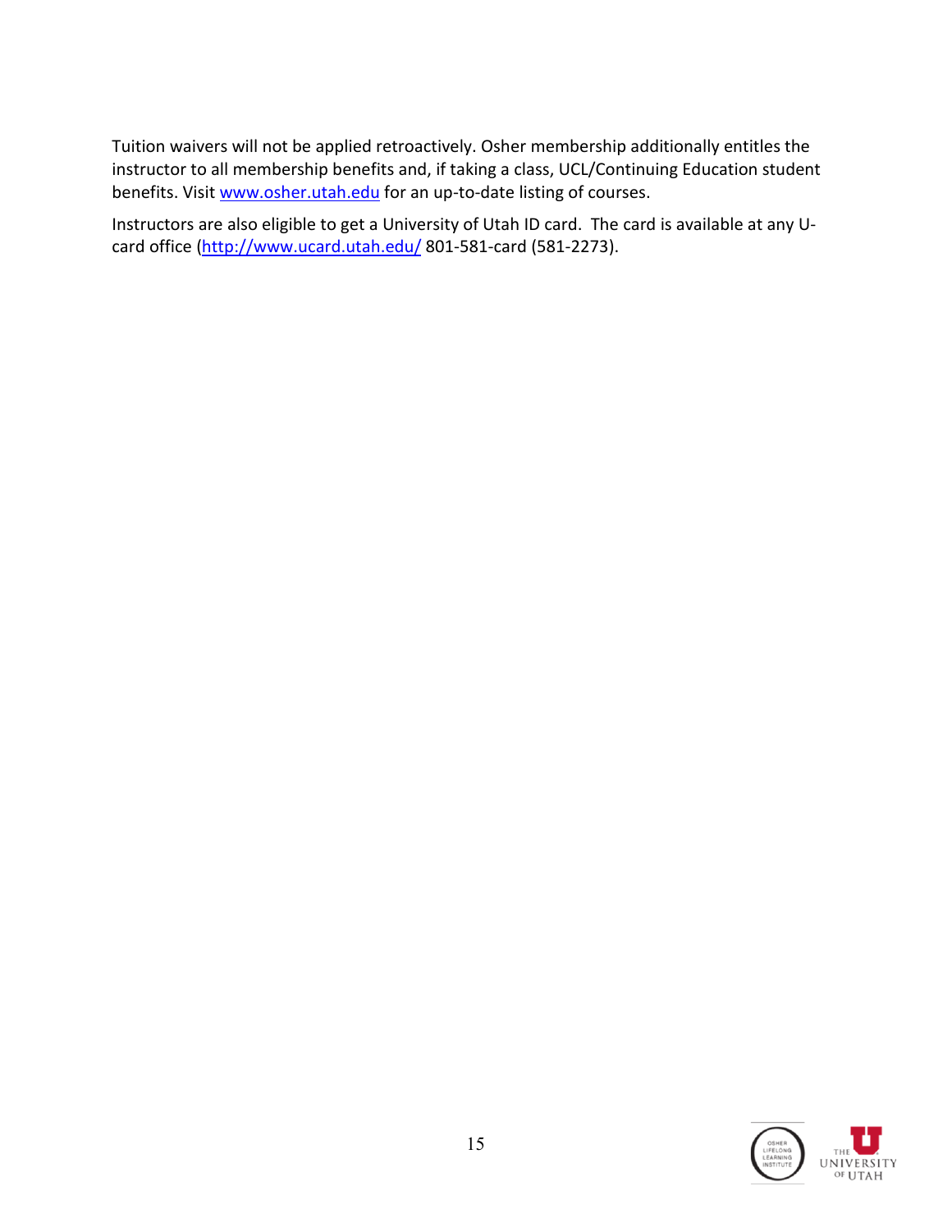Tuition waivers will not be applied retroactively. Osher membership additionally entitles the instructor to all membership benefits and, if taking a class, UCL/Continuing Education student benefits. Visit www.osher.utah.edu for an up-to-date listing of courses.

Instructors are also eligible to get a University of Utah ID card. The card is available at any U-card office (http://www.ucard.utah.edu/ 801-581-card (581-2273).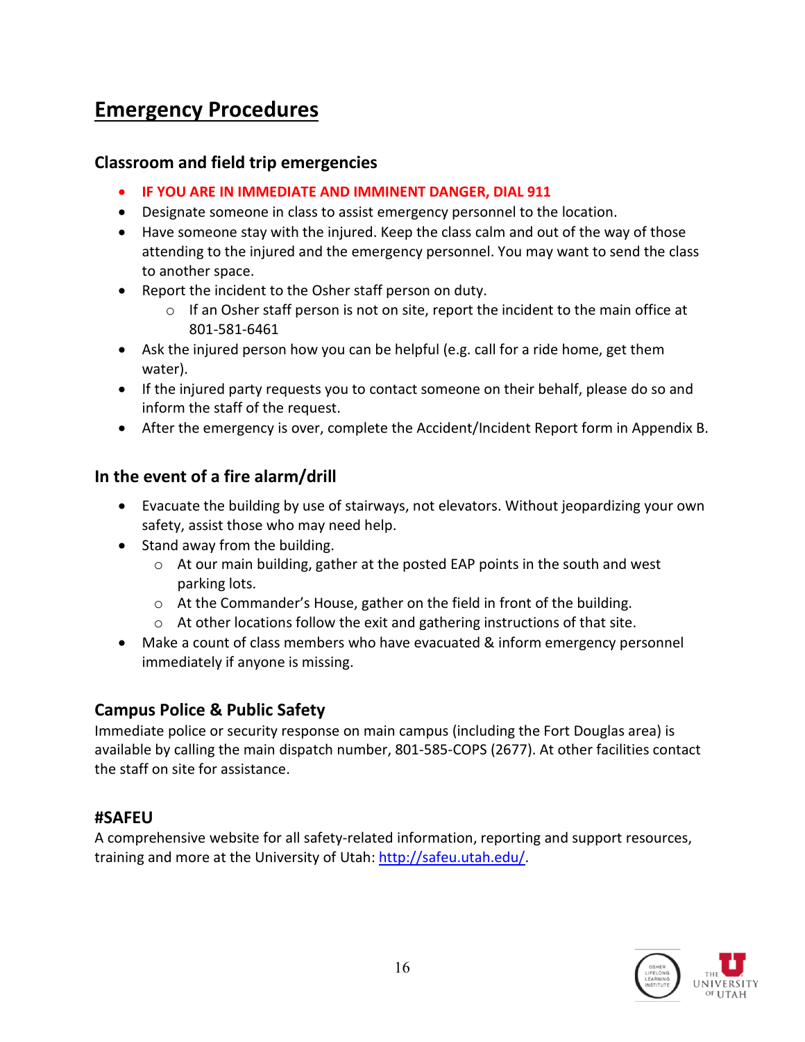# Emergency Procedures

## Classroom and field trip emergencies

- **IF YOU ARE IN IMMEDIATE AND IMMINENT DANGER, DIAL 911**
- Designate someone in class to assist emergency personnel to the location.
- Have someone stay with the injured. Keep the class calm and out of the way of those attending to the injured and the emergency personnel. You may want to send the class to another space.
- Report the incident to the Osher staff person on duty.
    - If an Osher staff person is not on site, report the incident to the main office at 801-581-6461
- Ask the injured person how you can be helpful (e.g. call for a ride home, get them water).
- If the injured party requests you to contact someone on their behalf, please do so and inform the staff of the request.
- After the emergency is over, complete the Accident/Incident Report form in Appendix B.

## In the event of a fire alarm/drill

- Evacuate the building by use of stairways, not elevators. Without jeopardizing your own safety, assist those who may need help.
- Stand away from the building.
    - At our main building, gather at the posted EAP points in the south and west parking lots.
    - At the Commander's House, gather on the field in front of the building.
    - At other locations follow the exit and gathering instructions of that site.
- Make a count of class members who have evacuated & inform emergency personnel immediately if anyone is missing.

## Campus Police & Public Safety

Immediate police or security response on main campus (including the Fort Douglas area) is available by calling the main dispatch number, 801-585-COPS (2677). At other facilities contact the staff on site for assistance.

## #SAFEU

A comprehensive website for all safety-related information, reporting and support resources, training and more at the University of Utah: http://safeu.utah.edu/.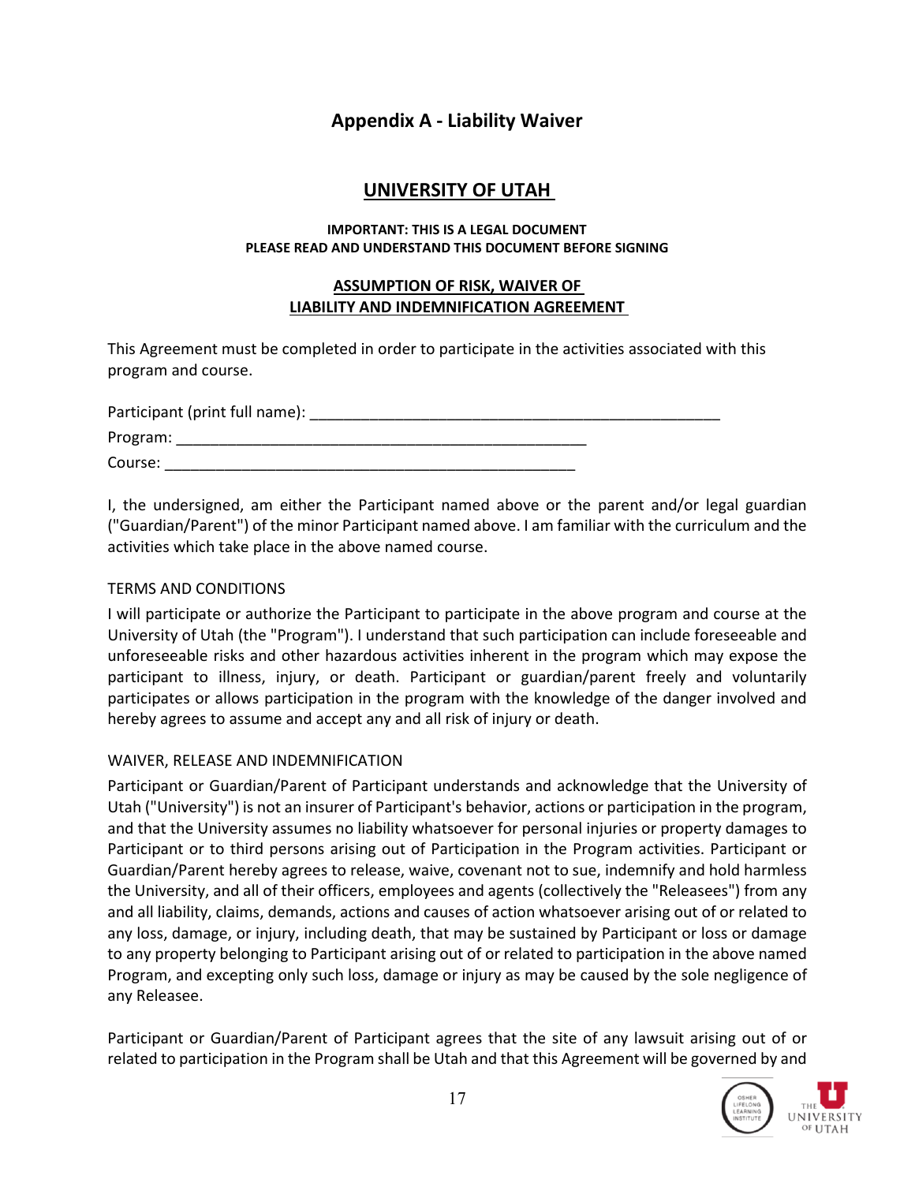# Appendix A - Liability Waiver

## UNIVERSITY OF UTAH

**IMPORTANT: THIS IS A LEGAL DOCUMENT**
**PLEASE READ AND UNDERSTAND THIS DOCUMENT BEFORE SIGNING**

### ASSUMPTION OF RISK, WAIVER OF LIABILITY AND INDEMNIFICATION AGREEMENT

This Agreement must be completed in order to participate in the activities associated with this program and course.

Participant (print full name): ________________________________________________

Program: ________________________________________________

Course: ________________________________________________

I, the undersigned, am either the Participant named above or the parent and/or legal guardian ("Guardian/Parent") of the minor Participant named above. I am familiar with the curriculum and the activities which take place in the above named course.

TERMS AND CONDITIONS

I will participate or authorize the Participant to participate in the above program and course at the University of Utah (the "Program"). I understand that such participation can include foreseeable and unforeseeable risks and other hazardous activities inherent in the program which may expose the participant to illness, injury, or death. Participant or guardian/parent freely and voluntarily participates or allows participation in the program with the knowledge of the danger involved and hereby agrees to assume and accept any and all risk of injury or death.

WAIVER, RELEASE AND INDEMNIFICATION

Participant or Guardian/Parent of Participant understands and acknowledge that the University of Utah ("University") is not an insurer of Participant's behavior, actions or participation in the program, and that the University assumes no liability whatsoever for personal injuries or property damages to Participant or to third persons arising out of Participation in the Program activities. Participant or Guardian/Parent hereby agrees to release, waive, covenant not to sue, indemnify and hold harmless the University, and all of their officers, employees and agents (collectively the "Releasees") from any and all liability, claims, demands, actions and causes of action whatsoever arising out of or related to any loss, damage, or injury, including death, that may be sustained by Participant or loss or damage to any property belonging to Participant arising out of or related to participation in the above named Program, and excepting only such loss, damage or injury as may be caused by the sole negligence of any Releasee.

Participant or Guardian/Parent of Participant agrees that the site of any lawsuit arising out of or related to participation in the Program shall be Utah and that this Agreement will be governed by and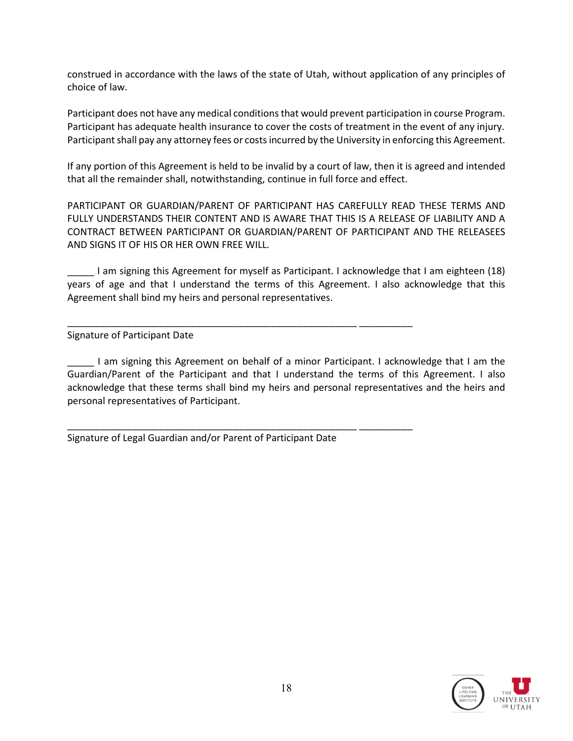construed in accordance with the laws of the state of Utah, without application of any principles of choice of law.

Participant does not have any medical conditions that would prevent participation in course Program. Participant has adequate health insurance to cover the costs of treatment in the event of any injury. Participant shall pay any attorney fees or costs incurred by the University in enforcing this Agreement.

If any portion of this Agreement is held to be invalid by a court of law, then it is agreed and intended that all the remainder shall, notwithstanding, continue in full force and effect.

PARTICIPANT OR GUARDIAN/PARENT OF PARTICIPANT HAS CAREFULLY READ THESE TERMS AND FULLY UNDERSTANDS THEIR CONTENT AND IS AWARE THAT THIS IS A RELEASE OF LIABILITY AND A CONTRACT BETWEEN PARTICIPANT OR GUARDIAN/PARENT OF PARTICIPANT AND THE RELEASEES AND SIGNS IT OF HIS OR HER OWN FREE WILL.

_____ I am signing this Agreement for myself as Participant. I acknowledge that I am eighteen (18) years of age and that I understand the terms of this Agreement. I also acknowledge that this Agreement shall bind my heirs and personal representatives.

_________________________________________________________ __________

Signature of Participant Date

_____ I am signing this Agreement on behalf of a minor Participant. I acknowledge that I am the Guardian/Parent of the Participant and that I understand the terms of this Agreement. I also acknowledge that these terms shall bind my heirs and personal representatives and the heirs and personal representatives of Participant.

_________________________________________________________ __________

Signature of Legal Guardian and/or Parent of Participant Date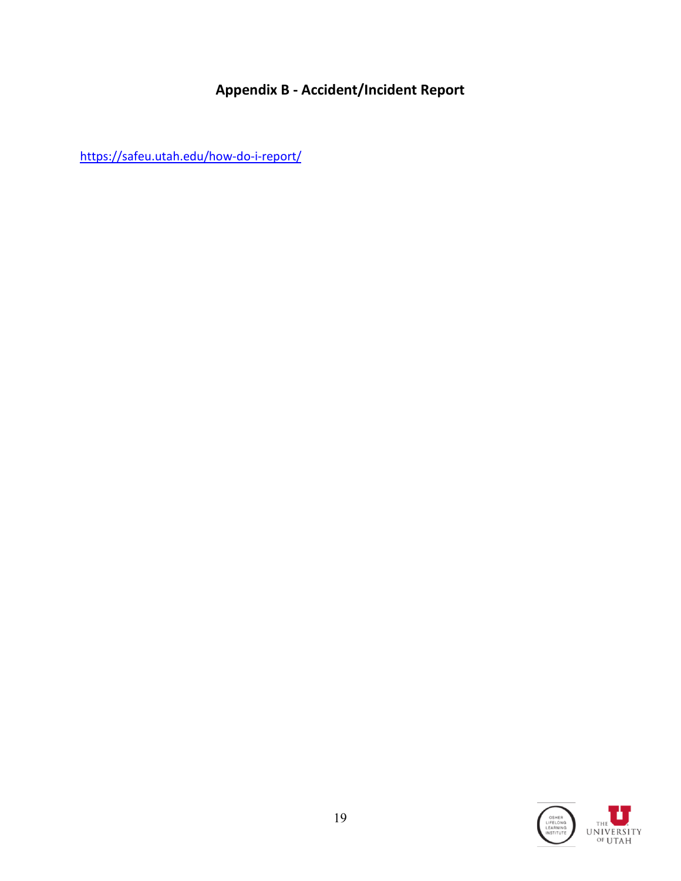# Appendix B - Accident/Incident Report

https://safeu.utah.edu/how-do-i-report/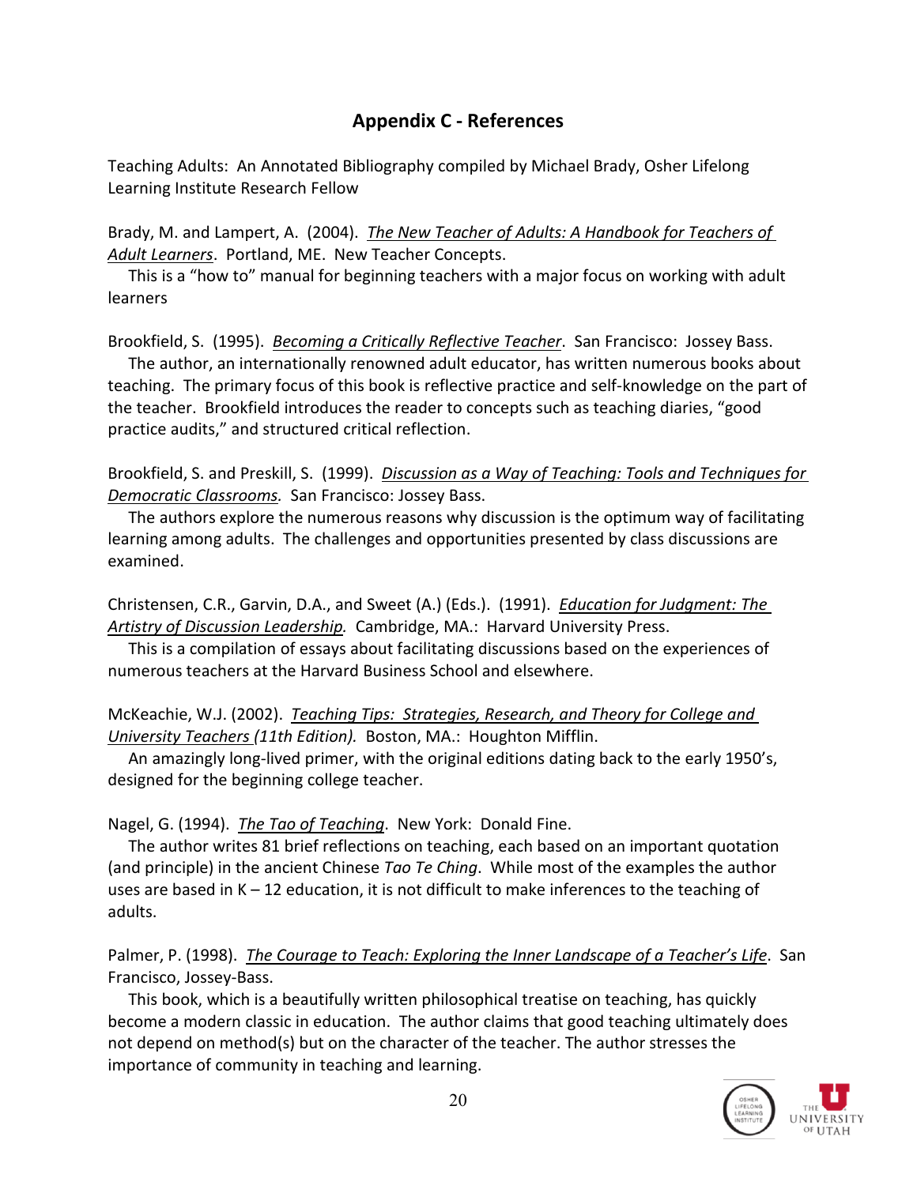## Appendix C - References

Teaching Adults: An Annotated Bibliography compiled by Michael Brady, Osher Lifelong Learning Institute Research Fellow

Brady, M. and Lampert, A. (2004). *The New Teacher of Adults: A Handbook for Teachers of Adult Learners*. Portland, ME. New Teacher Concepts.

This is a "how to" manual for beginning teachers with a major focus on working with adult learners

Brookfield, S. (1995). *Becoming a Critically Reflective Teacher*. San Francisco: Jossey Bass.

The author, an internationally renowned adult educator, has written numerous books about teaching. The primary focus of this book is reflective practice and self-knowledge on the part of the teacher. Brookfield introduces the reader to concepts such as teaching diaries, "good practice audits," and structured critical reflection.

Brookfield, S. and Preskill, S. (1999). *Discussion as a Way of Teaching: Tools and Techniques for Democratic Classrooms.* San Francisco: Jossey Bass.

The authors explore the numerous reasons why discussion is the optimum way of facilitating learning among adults. The challenges and opportunities presented by class discussions are examined.

Christensen, C.R., Garvin, D.A., and Sweet (A.) (Eds.). (1991). *Education for Judgment: The Artistry of Discussion Leadership.* Cambridge, MA.: Harvard University Press.

This is a compilation of essays about facilitating discussions based on the experiences of numerous teachers at the Harvard Business School and elsewhere.

McKeachie, W.J. (2002). *Teaching Tips: Strategies, Research, and Theory for College and University Teachers (11th Edition).* Boston, MA.: Houghton Mifflin.

An amazingly long-lived primer, with the original editions dating back to the early 1950's, designed for the beginning college teacher.

Nagel, G. (1994). *The Tao of Teaching*. New York: Donald Fine.

The author writes 81 brief reflections on teaching, each based on an important quotation (and principle) in the ancient Chinese *Tao Te Ching*. While most of the examples the author uses are based in K – 12 education, it is not difficult to make inferences to the teaching of adults.

Palmer, P. (1998). *The Courage to Teach: Exploring the Inner Landscape of a Teacher's Life*. San Francisco, Jossey-Bass.

This book, which is a beautifully written philosophical treatise on teaching, has quickly become a modern classic in education. The author claims that good teaching ultimately does not depend on method(s) but on the character of the teacher. The author stresses the importance of community in teaching and learning.